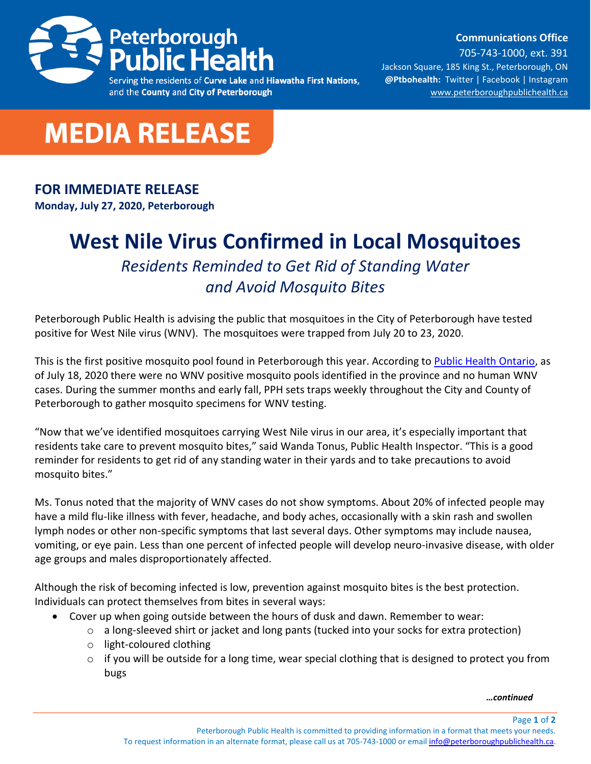**Peterborough Public Health**

Serving the residents of **Curve Lake** and **Hiawatha First Nations**, and the **County** and **City of Peterborough**

**Communications Office**
705-743-1000, ext. 391
Jackson Square, 185 King St., Peterborough, ON
**@Ptbohealth:** Twitter | Facebook | Instagram
www.peterboroughpublichealth.ca

# MEDIA RELEASE

**FOR IMMEDIATE RELEASE**
**Monday, July 27, 2020, Peterborough**

# West Nile Virus Confirmed in Local Mosquitoes

## *Residents Reminded to Get Rid of Standing Water and Avoid Mosquito Bites*

Peterborough Public Health is advising the public that mosquitoes in the City of Peterborough have tested positive for West Nile virus (WNV). The mosquitoes were trapped from July 20 to 23, 2020.

This is the first positive mosquito pool found in Peterborough this year. According to Public Health Ontario, as of July 18, 2020 there were no WNV positive mosquito pools identified in the province and no human WNV cases. During the summer months and early fall, PPH sets traps weekly throughout the City and County of Peterborough to gather mosquito specimens for WNV testing.

"Now that we've identified mosquitoes carrying West Nile virus in our area, it's especially important that residents take care to prevent mosquito bites," said Wanda Tonus, Public Health Inspector. "This is a good reminder for residents to get rid of any standing water in their yards and to take precautions to avoid mosquito bites."

Ms. Tonus noted that the majority of WNV cases do not show symptoms. About 20% of infected people may have a mild flu-like illness with fever, headache, and body aches, occasionally with a skin rash and swollen lymph nodes or other non-specific symptoms that last several days. Other symptoms may include nausea, vomiting, or eye pain. Less than one percent of infected people will develop neuro-invasive disease, with older age groups and males disproportionately affected.

Although the risk of becoming infected is low, prevention against mosquito bites is the best protection. Individuals can protect themselves from bites in several ways:

- Cover up when going outside between the hours of dusk and dawn. Remember to wear:
  - a long-sleeved shirt or jacket and long pants (tucked into your socks for extra protection)
  - light-coloured clothing
  - if you will be outside for a long time, wear special clothing that is designed to protect you from bugs

*…continued*

Peterborough Public Health is committed to providing information in a format that meets your needs.
To request information in an alternate format, please call us at 705-743-1000 or email info@peterboroughpublichealth.ca.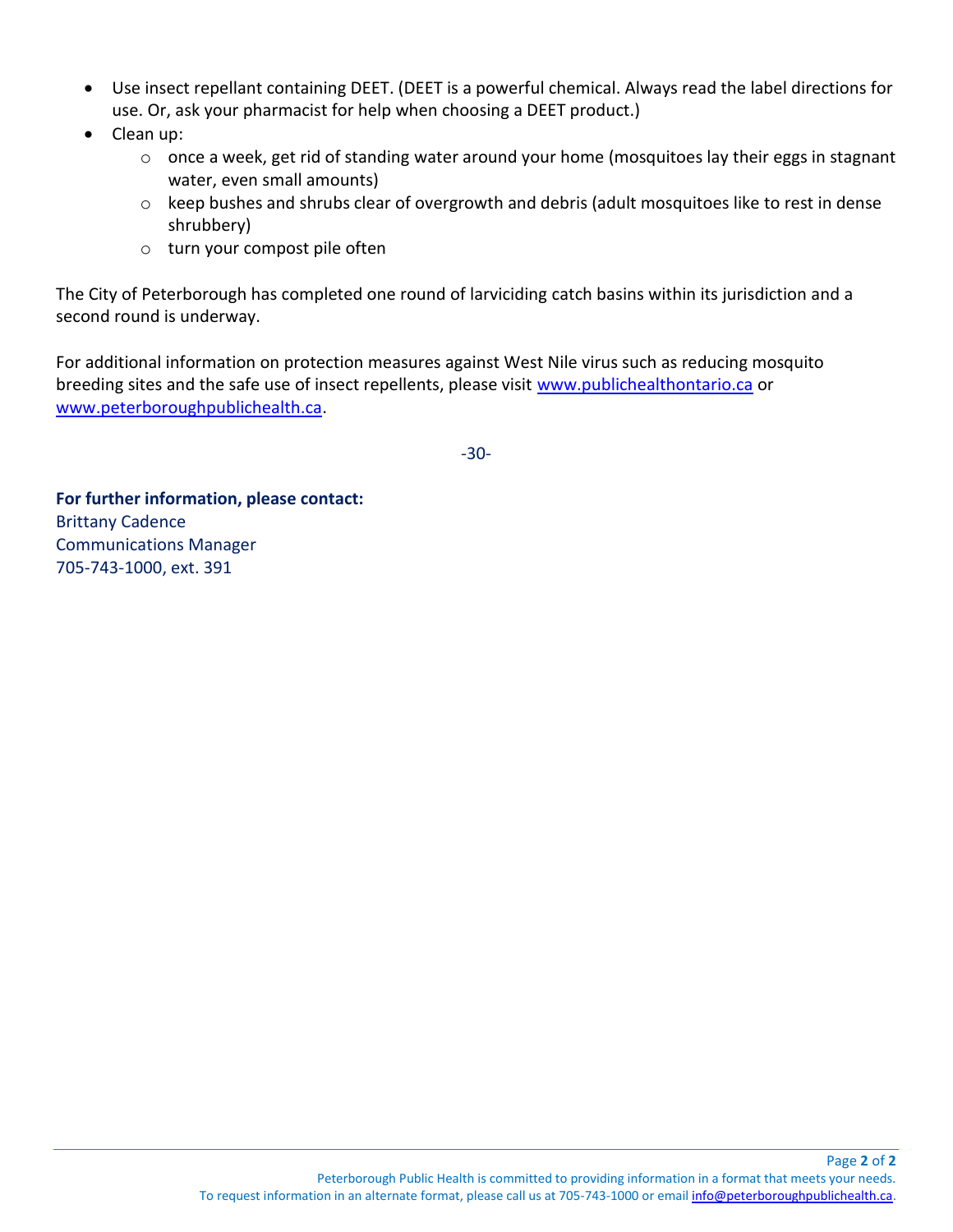- Use insect repellant containing DEET. (DEET is a powerful chemical. Always read the label directions for use. Or, ask your pharmacist for help when choosing a DEET product.)
- Clean up:
  - once a week, get rid of standing water around your home (mosquitoes lay their eggs in stagnant water, even small amounts)
  - keep bushes and shrubs clear of overgrowth and debris (adult mosquitoes like to rest in dense shrubbery)
  - turn your compost pile often

The City of Peterborough has completed one round of larviciding catch basins within its jurisdiction and a second round is underway.

For additional information on protection measures against West Nile virus such as reducing mosquito breeding sites and the safe use of insect repellents, please visit www.publichealthontario.ca or www.peterboroughpublichealth.ca.

-30-

**For further information, please contact:**
Brittany Cadence
Communications Manager
705-743-1000, ext. 391

Peterborough Public Health is committed to providing information in a format that meets your needs.
To request information in an alternate format, please call us at 705-743-1000 or email info@peterboroughpublichealth.ca.